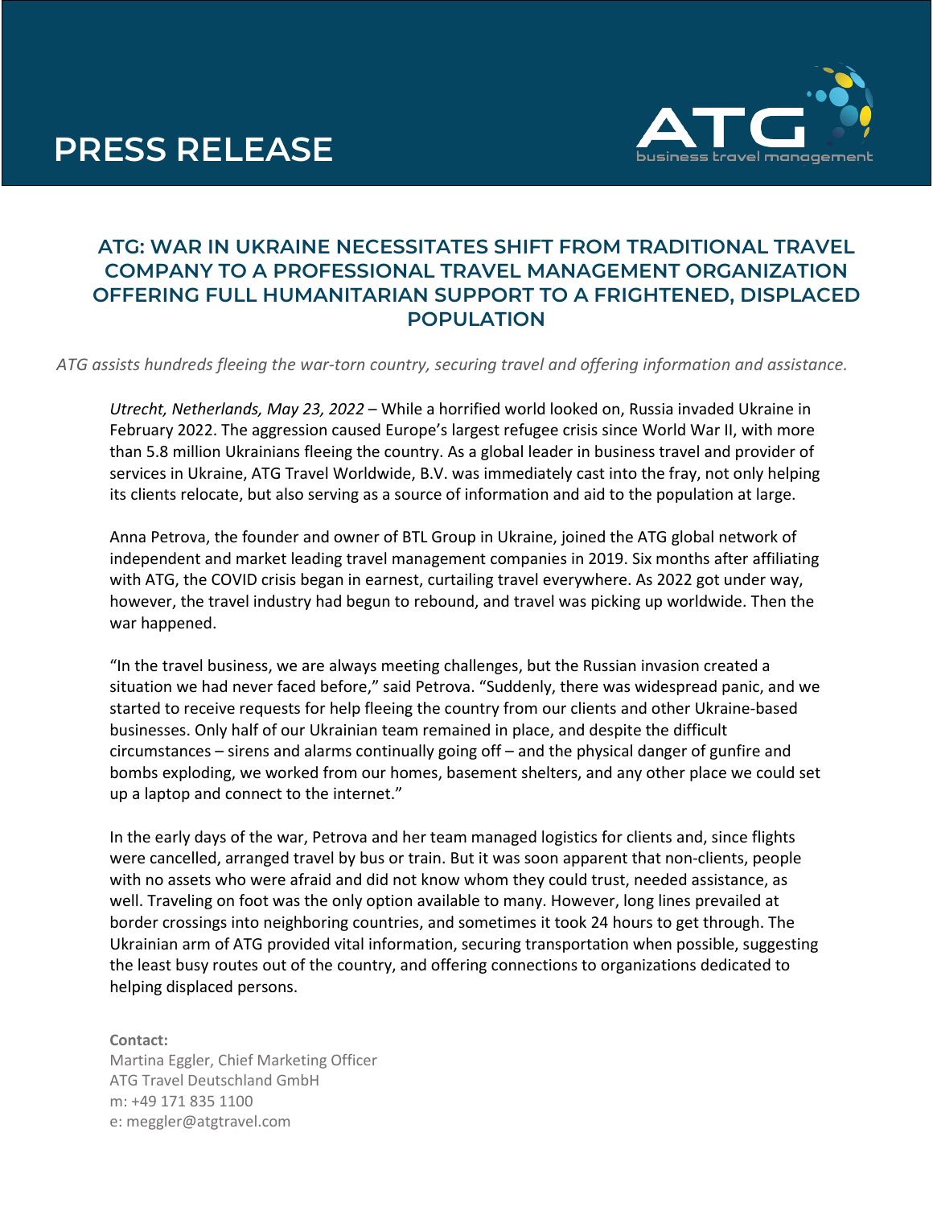# PRESS RELEASE

ATG business travel management

## ATG: WAR IN UKRAINE NECESSITATES SHIFT FROM TRADITIONAL TRAVEL COMPANY TO A PROFESSIONAL TRAVEL MANAGEMENT ORGANIZATION OFFERING FULL HUMANITARIAN SUPPORT TO A FRIGHTENED, DISPLACED POPULATION

*ATG assists hundreds fleeing the war-torn country, securing travel and offering information and assistance.*

*Utrecht, Netherlands, May 23, 2022* – While a horrified world looked on, Russia invaded Ukraine in February 2022. The aggression caused Europe's largest refugee crisis since World War II, with more than 5.8 million Ukrainians fleeing the country. As a global leader in business travel and provider of services in Ukraine, ATG Travel Worldwide, B.V. was immediately cast into the fray, not only helping its clients relocate, but also serving as a source of information and aid to the population at large.

Anna Petrova, the founder and owner of BTL Group in Ukraine, joined the ATG global network of independent and market leading travel management companies in 2019. Six months after affiliating with ATG, the COVID crisis began in earnest, curtailing travel everywhere. As 2022 got under way, however, the travel industry had begun to rebound, and travel was picking up worldwide. Then the war happened.

"In the travel business, we are always meeting challenges, but the Russian invasion created a situation we had never faced before," said Petrova. "Suddenly, there was widespread panic, and we started to receive requests for help fleeing the country from our clients and other Ukraine-based businesses. Only half of our Ukrainian team remained in place, and despite the difficult circumstances – sirens and alarms continually going off – and the physical danger of gunfire and bombs exploding, we worked from our homes, basement shelters, and any other place we could set up a laptop and connect to the internet."

In the early days of the war, Petrova and her team managed logistics for clients and, since flights were cancelled, arranged travel by bus or train. But it was soon apparent that non-clients, people with no assets who were afraid and did not know whom they could trust, needed assistance, as well. Traveling on foot was the only option available to many. However, long lines prevailed at border crossings into neighboring countries, and sometimes it took 24 hours to get through. The Ukrainian arm of ATG provided vital information, securing transportation when possible, suggesting the least busy routes out of the country, and offering connections to organizations dedicated to helping displaced persons.

**Contact:**
Martina Eggler, Chief Marketing Officer
ATG Travel Deutschland GmbH
m: +49 171 835 1100
e: meggler@atgtravel.com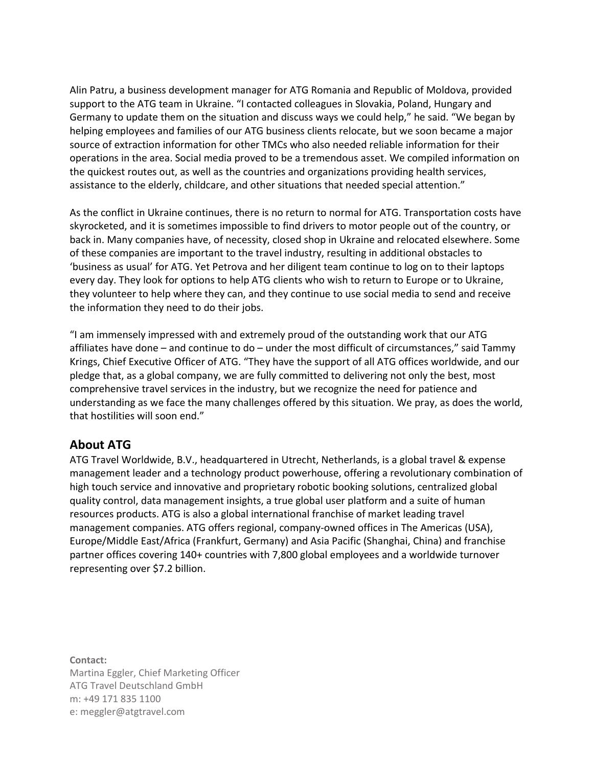Alin Patru, a business development manager for ATG Romania and Republic of Moldova, provided support to the ATG team in Ukraine. "I contacted colleagues in Slovakia, Poland, Hungary and Germany to update them on the situation and discuss ways we could help," he said. "We began by helping employees and families of our ATG business clients relocate, but we soon became a major source of extraction information for other TMCs who also needed reliable information for their operations in the area. Social media proved to be a tremendous asset. We compiled information on the quickest routes out, as well as the countries and organizations providing health services, assistance to the elderly, childcare, and other situations that needed special attention."

As the conflict in Ukraine continues, there is no return to normal for ATG. Transportation costs have skyrocketed, and it is sometimes impossible to find drivers to motor people out of the country, or back in. Many companies have, of necessity, closed shop in Ukraine and relocated elsewhere. Some of these companies are important to the travel industry, resulting in additional obstacles to 'business as usual' for ATG. Yet Petrova and her diligent team continue to log on to their laptops every day. They look for options to help ATG clients who wish to return to Europe or to Ukraine, they volunteer to help where they can, and they continue to use social media to send and receive the information they need to do their jobs.

"I am immensely impressed with and extremely proud of the outstanding work that our ATG affiliates have done – and continue to do – under the most difficult of circumstances," said Tammy Krings, Chief Executive Officer of ATG. "They have the support of all ATG offices worldwide, and our pledge that, as a global company, we are fully committed to delivering not only the best, most comprehensive travel services in the industry, but we recognize the need for patience and understanding as we face the many challenges offered by this situation. We pray, as does the world, that hostilities will soon end."

## About ATG

ATG Travel Worldwide, B.V., headquartered in Utrecht, Netherlands, is a global travel & expense management leader and a technology product powerhouse, offering a revolutionary combination of high touch service and innovative and proprietary robotic booking solutions, centralized global quality control, data management insights, a true global user platform and a suite of human resources products. ATG is also a global international franchise of market leading travel management companies. ATG offers regional, company-owned offices in The Americas (USA), Europe/Middle East/Africa (Frankfurt, Germany) and Asia Pacific (Shanghai, China) and franchise partner offices covering 140+ countries with 7,800 global employees and a worldwide turnover representing over $7.2 billion.

**Contact:**
Martina Eggler, Chief Marketing Officer
ATG Travel Deutschland GmbH
m: +49 171 835 1100
e: meggler@atgtravel.com